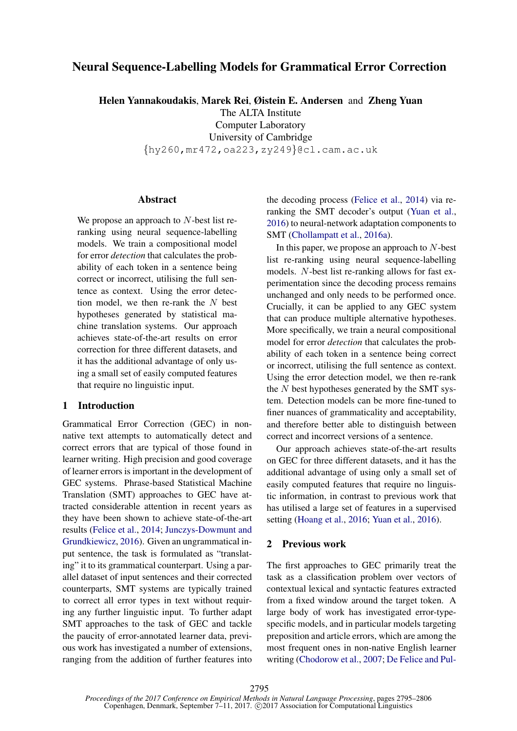# Neural Sequence-Labelling Models for Grammatical Error Correction

**Helen Yannakoudakis**, **Marek Rei**, **Øistein E. Andersen** and **Zheng Yuan**
The ALTA Institute
Computer Laboratory
University of Cambridge
{hy260,mr472,oa223,zy249}@cl.cam.ac.uk

## Abstract

We propose an approach to $N$-best list reranking using neural sequence-labelling models. We train a compositional model for error *detection* that calculates the probability of each token in a sentence being correct or incorrect, utilising the full sentence as context. Using the error detection model, we then re-rank the $N$ best hypotheses generated by statistical machine translation systems. Our approach achieves state-of-the-art results on error correction for three different datasets, and it has the additional advantage of only using a small set of easily computed features that require no linguistic input.

## 1 Introduction

Grammatical Error Correction (GEC) in non-native text attempts to automatically detect and correct errors that are typical of those found in learner writing. High precision and good coverage of learner errors is important in the development of GEC systems. Phrase-based Statistical Machine Translation (SMT) approaches to GEC have attracted considerable attention in recent years as they have been shown to achieve state-of-the-art results (Felice et al., 2014; Junczys-Dowmunt and Grundkiewicz, 2016). Given an ungrammatical input sentence, the task is formulated as "translating" it to its grammatical counterpart. Using a parallel dataset of input sentences and their corrected counterparts, SMT systems are typically trained to correct all error types in text without requiring any further linguistic input. To further adapt SMT approaches to the task of GEC and tackle the paucity of error-annotated learner data, previous work has investigated a number of extensions, ranging from the addition of further features into the decoding process (Felice et al., 2014) via re-ranking the SMT decoder's output (Yuan et al., 2016) to neural-network adaptation components to SMT (Chollampatt et al., 2016a).

In this paper, we propose an approach to $N$-best list re-ranking using neural sequence-labelling models. $N$-best list re-ranking allows for fast experimentation since the decoding process remains unchanged and only needs to be performed once. Crucially, it can be applied to any GEC system that can produce multiple alternative hypotheses. More specifically, we train a neural compositional model for error *detection* that calculates the probability of each token in a sentence being correct or incorrect, utilising the full sentence as context. Using the error detection model, we then re-rank the $N$ best hypotheses generated by the SMT system. Detection models can be more fine-tuned to finer nuances of grammaticality and acceptability, and therefore better able to distinguish between correct and incorrect versions of a sentence.

Our approach achieves state-of-the-art results on GEC for three different datasets, and it has the additional advantage of using only a small set of easily computed features that require no linguistic information, in contrast to previous work that has utilised a large set of features in a supervised setting (Hoang et al., 2016; Yuan et al., 2016).

## 2 Previous work

The first approaches to GEC primarily treat the task as a classification problem over vectors of contextual lexical and syntactic features extracted from a fixed window around the target token. A large body of work has investigated error-type-specific models, and in particular models targeting preposition and article errors, which are among the most frequent ones in non-native English learner writing (Chodorow et al., 2007; De Felice and Pul-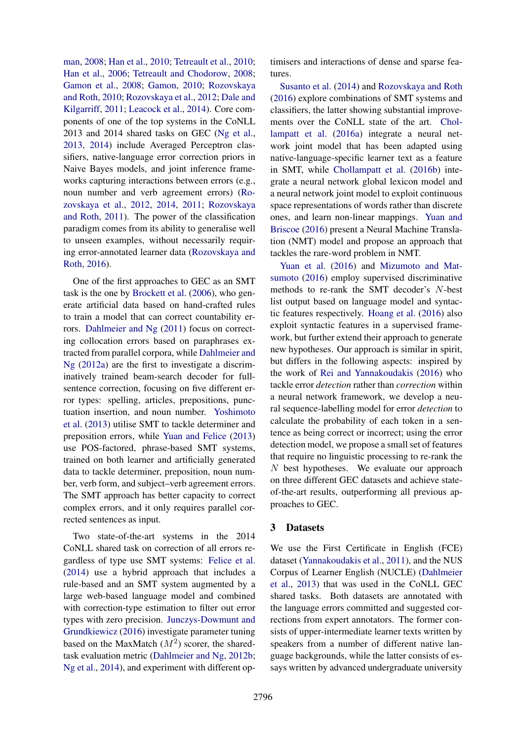man, 2008; Han et al., 2010; Tetreault et al., 2010; Han et al., 2006; Tetreault and Chodorow, 2008; Gamon et al., 2008; Gamon, 2010; Rozovskaya and Roth, 2010; Rozovskaya et al., 2012; Dale and Kilgarriff, 2011; Leacock et al., 2014). Core components of one of the top systems in the CoNLL 2013 and 2014 shared tasks on GEC (Ng et al., 2013, 2014) include Averaged Perceptron classifiers, native-language error correction priors in Naive Bayes models, and joint inference frameworks capturing interactions between errors (e.g., noun number and verb agreement errors) (Rozovskaya et al., 2012, 2014, 2011; Rozovskaya and Roth, 2011). The power of the classification paradigm comes from its ability to generalise well to unseen examples, without necessarily requiring error-annotated learner data (Rozovskaya and Roth, 2016).

One of the first approaches to GEC as an SMT task is the one by Brockett et al. (2006), who generate artificial data based on hand-crafted rules to train a model that can correct countability errors. Dahlmeier and Ng (2011) focus on correcting collocation errors based on paraphrases extracted from parallel corpora, while Dahlmeier and Ng (2012a) are the first to investigate a discriminatively trained beam-search decoder for full-sentence correction, focusing on five different error types: spelling, articles, prepositions, punctuation insertion, and noun number. Yoshimoto et al. (2013) utilise SMT to tackle determiner and preposition errors, while Yuan and Felice (2013) use POS-factored, phrase-based SMT systems, trained on both learner and artificially generated data to tackle determiner, preposition, noun number, verb form, and subject–verb agreement errors. The SMT approach has better capacity to correct complex errors, and it only requires parallel corrected sentences as input.

Two state-of-the-art systems in the 2014 CoNLL shared task on correction of all errors regardless of type use SMT systems: Felice et al. (2014) use a hybrid approach that includes a rule-based and an SMT system augmented by a large web-based language model and combined with correction-type estimation to filter out error types with zero precision. Junczys-Dowmunt and Grundkiewicz (2016) investigate parameter tuning based on the MaxMatch ($M^2$) scorer, the shared-task evaluation metric (Dahlmeier and Ng, 2012b; Ng et al., 2014), and experiment with different optimisers and interactions of dense and sparse features.

Susanto et al. (2014) and Rozovskaya and Roth (2016) explore combinations of SMT systems and classifiers, the latter showing substantial improvements over the CoNLL state of the art. Chollampatt et al. (2016a) integrate a neural network joint model that has been adapted using native-language-specific learner text as a feature in SMT, while Chollampatt et al. (2016b) integrate a neural network global lexicon model and a neural network joint model to exploit continuous space representations of words rather than discrete ones, and learn non-linear mappings. Yuan and Briscoe (2016) present a Neural Machine Translation (NMT) model and propose an approach that tackles the rare-word problem in NMT.

Yuan et al. (2016) and Mizumoto and Matsumoto (2016) employ supervised discriminative methods to re-rank the SMT decoder's $N$-best list output based on language model and syntactic features respectively. Hoang et al. (2016) also exploit syntactic features in a supervised framework, but further extend their approach to generate new hypotheses. Our approach is similar in spirit, but differs in the following aspects: inspired by the work of Rei and Yannakoudakis (2016) who tackle error *detection* rather than *correction* within a neural network framework, we develop a neural sequence-labelling model for error *detection* to calculate the probability of each token in a sentence as being correct or incorrect; using the error detection model, we propose a small set of features that require no linguistic processing to re-rank the $N$ best hypotheses. We evaluate our approach on three different GEC datasets and achieve state-of-the-art results, outperforming all previous approaches to GEC.

## 3 Datasets

We use the First Certificate in English (FCE) dataset (Yannakoudakis et al., 2011), and the NUS Corpus of Learner English (NUCLE) (Dahlmeier et al., 2013) that was used in the CoNLL GEC shared tasks. Both datasets are annotated with the language errors committed and suggested corrections from expert annotators. The former consists of upper-intermediate learner texts written by speakers from a number of different native language backgrounds, while the latter consists of essays written by advanced undergraduate university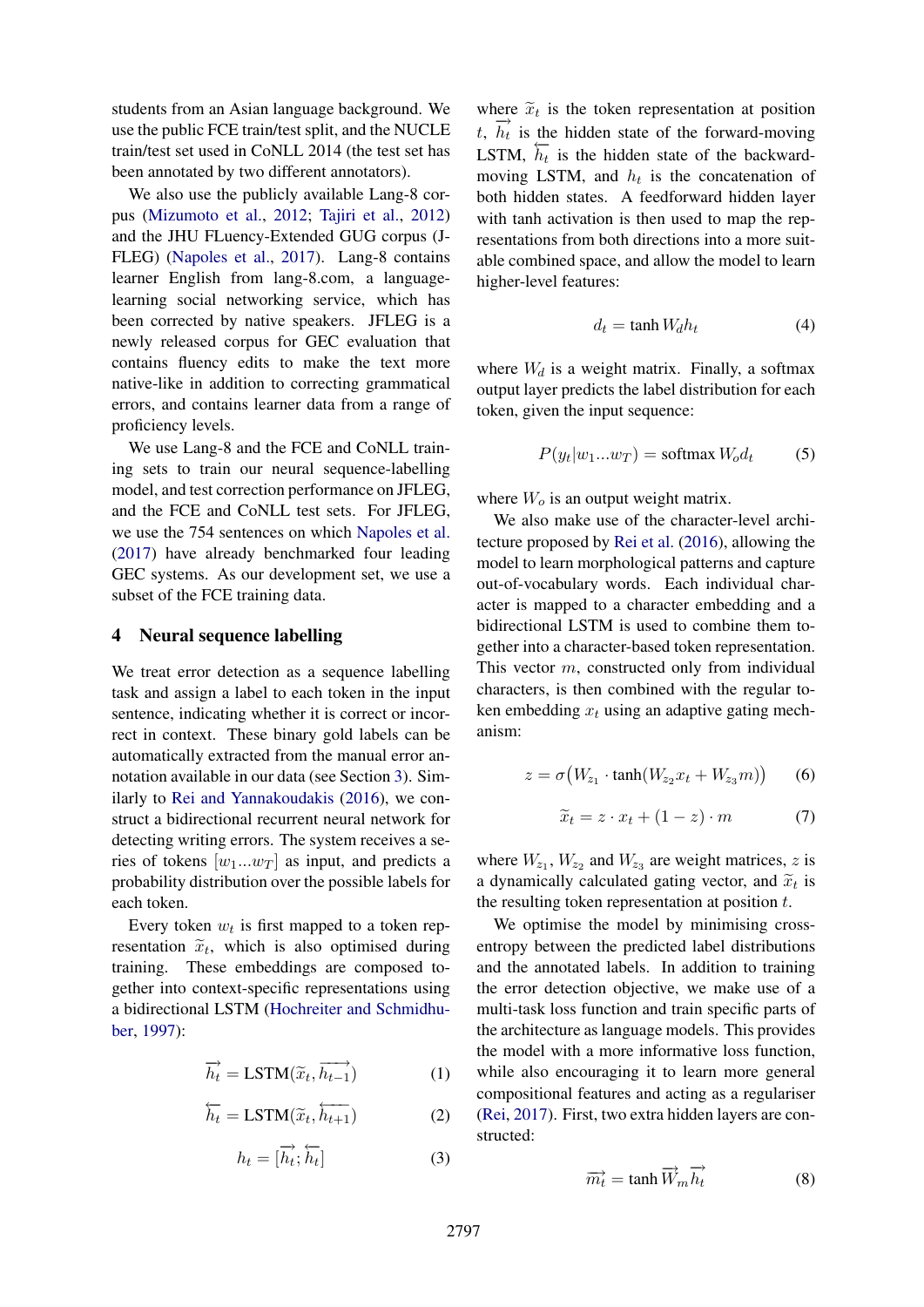students from an Asian language background. We use the public FCE train/test split, and the NUCLE train/test set used in CoNLL 2014 (the test set has been annotated by two different annotators).

We also use the publicly available Lang-8 corpus (Mizumoto et al., 2012; Tajiri et al., 2012) and the JHU FLuency-Extended GUG corpus (J-FLEG) (Napoles et al., 2017). Lang-8 contains learner English from lang-8.com, a language-learning social networking service, which has been corrected by native speakers. JFLEG is a newly released corpus for GEC evaluation that contains fluency edits to make the text more native-like in addition to correcting grammatical errors, and contains learner data from a range of proficiency levels.

We use Lang-8 and the FCE and CoNLL training sets to train our neural sequence-labelling model, and test correction performance on JFLEG, and the FCE and CoNLL test sets. For JFLEG, we use the 754 sentences on which Napoles et al. (2017) have already benchmarked four leading GEC systems. As our development set, we use a subset of the FCE training data.

## 4 Neural sequence labelling

We treat error detection as a sequence labelling task and assign a label to each token in the input sentence, indicating whether it is correct or incorrect in context. These binary gold labels can be automatically extracted from the manual error annotation available in our data (see Section 3). Similarly to Rei and Yannakoudakis (2016), we construct a bidirectional recurrent neural network for detecting writing errors. The system receives a series of tokens $[w_1...w_T]$ as input, and predicts a probability distribution over the possible labels for each token.

Every token $w_t$ is first mapped to a token representation $\widetilde{x}_t$, which is also optimised during training. These embeddings are composed together into context-specific representations using a bidirectional LSTM (Hochreiter and Schmidhuber, 1997):

$$\overrightarrow{h_t} = \text{LSTM}(\widetilde{x}_t, \overrightarrow{h_{t-1}}) \tag{1}$$

$$\overleftarrow{h_t} = \text{LSTM}(\widetilde{x}_t, \overleftarrow{h_{t+1}}) \tag{2}$$

$$h_t = [\overrightarrow{h_t}; \overleftarrow{h_t}] \tag{3}$$

where $\widetilde{x}_t$ is the token representation at position $t$, $\overrightarrow{h_t}$ is the hidden state of the forward-moving LSTM, $\overleftarrow{h_t}$ is the hidden state of the backward-moving LSTM, and $h_t$ is the concatenation of both hidden states. A feedforward hidden layer with tanh activation is then used to map the representations from both directions into a more suitable combined space, and allow the model to learn higher-level features:

$$d_t = \tanh W_d h_t \tag{4}$$

where $W_d$ is a weight matrix. Finally, a softmax output layer predicts the label distribution for each token, given the input sequence:

$$P(y_t|w_1...w_T) = \text{softmax } W_o d_t \tag{5}$$

where $W_o$ is an output weight matrix.

We also make use of the character-level architecture proposed by Rei et al. (2016), allowing the model to learn morphological patterns and capture out-of-vocabulary words. Each individual character is mapped to a character embedding and a bidirectional LSTM is used to combine them together into a character-based token representation. This vector $m$, constructed only from individual characters, is then combined with the regular token embedding $x_t$ using an adaptive gating mechanism:

$$z = \sigma\big(W_{z_1} \cdot \tanh(W_{z_2} x_t + W_{z_3} m)\big) \tag{6}$$

$$\widetilde{x}_t = z \cdot x_t + (1 - z) \cdot m \tag{7}$$

where $W_{z_1}$, $W_{z_2}$ and $W_{z_3}$ are weight matrices, $z$ is a dynamically calculated gating vector, and $\widetilde{x}_t$ is the resulting token representation at position $t$.

We optimise the model by minimising cross-entropy between the predicted label distributions and the annotated labels. In addition to training the error detection objective, we make use of a multi-task loss function and train specific parts of the architecture as language models. This provides the model with a more informative loss function, while also encouraging it to learn more general compositional features and acting as a regulariser (Rei, 2017). First, two extra hidden layers are constructed:

$$\overrightarrow{m_t} = \tanh \overrightarrow{W}_m \overrightarrow{h_t} \tag{8}$$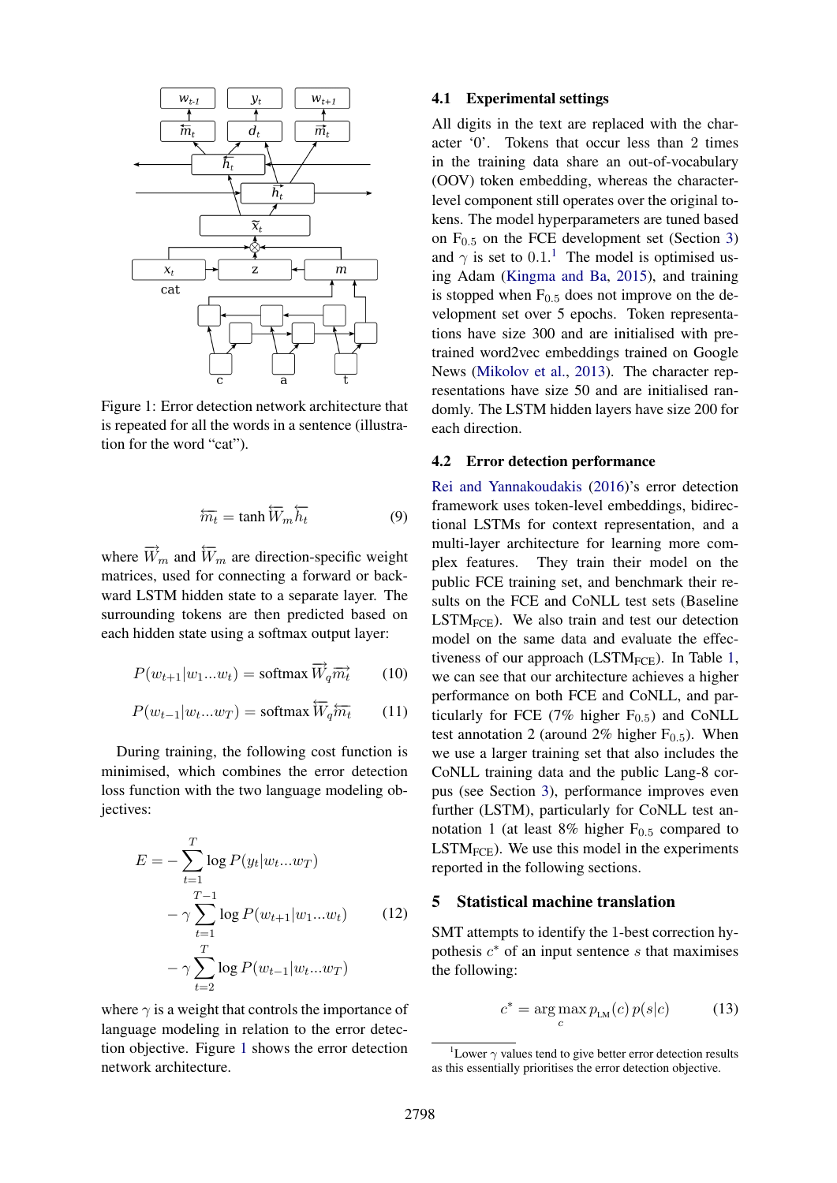Figure 1: Error detection network architecture that is repeated for all the words in a sentence (illustration for the word "cat").

$$\overleftarrow{m_t} = \tanh \overleftarrow{W}_m \overleftarrow{h_t} \tag{9}$$

where $\overrightarrow{W}_m$ and $\overleftarrow{W}_m$ are direction-specific weight matrices, used for connecting a forward or backward LSTM hidden state to a separate layer. The surrounding tokens are then predicted based on each hidden state using a softmax output layer:

$$P(w_{t+1}|w_1...w_t) = \text{softmax} \overrightarrow{W}_q \overrightarrow{m_t} \tag{10}$$

$$P(w_{t-1}|w_t...w_T) = \text{softmax} \overleftarrow{W}_q \overleftarrow{m_t} \tag{11}$$

During training, the following cost function is minimised, which combines the error detection loss function with the two language modeling objectives:

$$\begin{aligned} E = & - \sum_{t=1}^{T} \log P(y_t|w_t...w_T) \\ & - \gamma \sum_{t=1}^{T-1} \log P(w_{t+1}|w_1...w_t) \\ & - \gamma \sum_{t=2}^{T} \log P(w_{t-1}|w_t...w_T) \end{aligned} \tag{12}$$

where $\gamma$ is a weight that controls the importance of language modeling in relation to the error detection objective. Figure 1 shows the error detection network architecture.

### 4.1 Experimental settings

All digits in the text are replaced with the character '0'. Tokens that occur less than 2 times in the training data share an out-of-vocabulary (OOV) token embedding, whereas the character-level component still operates over the original tokens. The model hyperparameters are tuned based on $F_{0.5}$ on the FCE development set (Section 3) and $\gamma$ is set to $0.1$.[1] The model is optimised using Adam (Kingma and Ba, 2015), and training is stopped when $F_{0.5}$ does not improve on the development set over 5 epochs. Token representations have size 300 and are initialised with pre-trained word2vec embeddings trained on Google News (Mikolov et al., 2013). The character representations have size 50 and are initialised randomly. The LSTM hidden layers have size 200 for each direction.

### 4.2 Error detection performance

Rei and Yannakoudakis (2016)'s error detection framework uses token-level embeddings, bidirectional LSTMs for context representation, and a multi-layer architecture for learning more complex features. They train their model on the public FCE training set, and benchmark their results on the FCE and CoNLL test sets (Baseline $\text{LSTM}_{\text{FCE}}$). We also train and test our detection model on the same data and evaluate the effectiveness of our approach ($\text{LSTM}_{\text{FCE}}$). In Table 1, we can see that our architecture achieves a higher performance on both FCE and CoNLL, and particularly for FCE (7% higher $F_{0.5}$) and CoNLL test annotation 2 (around 2% higher $F_{0.5}$). When we use a larger training set that also includes the CoNLL training data and the public Lang-8 corpus (see Section 3), performance improves even further (LSTM), particularly for CoNLL test annotation 1 (at least 8% higher $F_{0.5}$ compared to $\text{LSTM}_{\text{FCE}}$). We use this model in the experiments reported in the following sections.

## 5 Statistical machine translation

SMT attempts to identify the 1-best correction hypothesis $c^*$ of an input sentence $s$ that maximises the following:

$$c^* = \arg\max_c p_{\text{LM}}(c)\, p(s|c) \tag{13}$$

[1] Lower $\gamma$ values tend to give better error detection results as this essentially prioritises the error detection objective.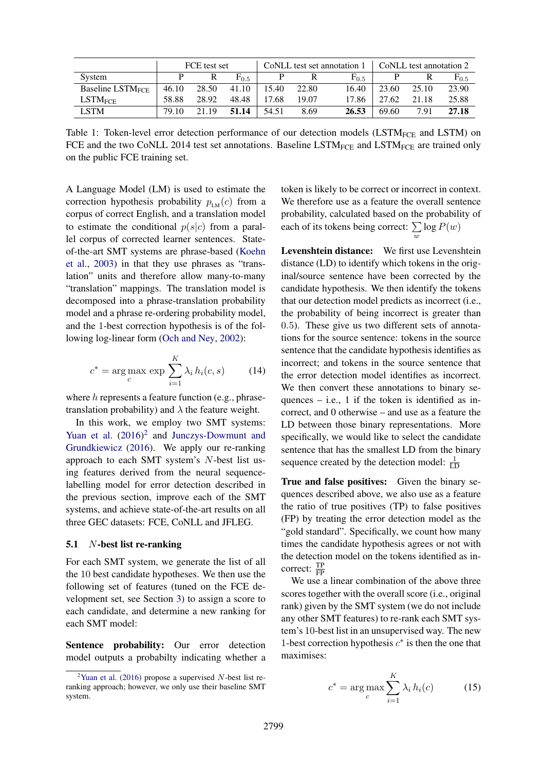| | FCE test set | | | CoNLL test set annotation 1 | | | CoNLL test annotation 2 | | |
|---|---|---|---|---|---|---|---|---|---|
| System | P | R | $F_{0.5}$ | P | R | $F_{0.5}$ | P | R | $F_{0.5}$ |
| Baseline $\text{LSTM}_{\text{FCE}}$ | 46.10 | 28.50 | 41.10 | 15.40 | 22.80 | 16.40 | 23.60 | 25.10 | 23.90 |
| $\text{LSTM}_{\text{FCE}}$ | 58.88 | 28.92 | 48.48 | 17.68 | 19.07 | 17.86 | 27.62 | 21.18 | 25.88 |
| LSTM | 79.10 | 21.19 | **51.14** | 54.51 | 8.69 | **26.53** | 69.60 | 7.91 | **27.18** |

Table 1: Token-level error detection performance of our detection models ($\text{LSTM}_{\text{FCE}}$ and LSTM) on FCE and the two CoNLL 2014 test set annotations. Baseline $\text{LSTM}_{\text{FCE}}$ and $\text{LSTM}_{\text{FCE}}$ are trained only on the public FCE training set.

A Language Model (LM) is used to estimate the correction hypothesis probability $p_{\text{LM}}(c)$ from a corpus of correct English, and a translation model to estimate the conditional $p(s|c)$ from a parallel corpus of corrected learner sentences. State-of-the-art SMT systems are phrase-based (Koehn et al., 2003) in that they use phrases as "translation" units and therefore allow many-to-many "translation" mappings. The translation model is decomposed into a phrase-translation probability model and a phrase re-ordering probability model, and the 1-best correction hypothesis is of the following log-linear form (Och and Ney, 2002):

$$c^* = \arg\max_c \exp \sum_{i=1}^{K} \lambda_i \, h_i(c, s) \qquad (14)$$

where $h$ represents a feature function (e.g., phrase-translation probability) and $\lambda$ the feature weight.

In this work, we employ two SMT systems: Yuan et al. (2016)[2] and Junczys-Dowmunt and Grundkiewicz (2016). We apply our re-ranking approach to each SMT system's $N$-best list using features derived from the neural sequence-labelling model for error detection described in the previous section, improve each of the SMT systems, and achieve state-of-the-art results on all three GEC datasets: FCE, CoNLL and JFLEG.

### 5.1 $N$-best list re-ranking

For each SMT system, we generate the list of all the 10 best candidate hypotheses. We then use the following set of features (tuned on the FCE development set, see Section 3) to assign a score to each candidate, and determine a new ranking for each SMT model:

**Sentence probability:** Our error detection model outputs a probabilty indicating whether a token is likely to be correct or incorrect in context. We therefore use as a feature the overall sentence probability, calculated based on the probability of each of its tokens being correct: $\sum_w \log P(w)$

**Levenshtein distance:** We first use Levenshtein distance (LD) to identify which tokens in the original/source sentence have been corrected by the candidate hypothesis. We then identify the tokens that our detection model predicts as incorrect (i.e., the probability of being incorrect is greater than 0.5). These give us two different sets of annotations for the source sentence: tokens in the source sentence that the candidate hypothesis identifies as incorrect; and tokens in the source sentence that the error detection model identifies as incorrect. We then convert these annotations to binary sequences – i.e., 1 if the token is identified as incorrect, and 0 otherwise – and use as a feature the LD between those binary representations. More specifically, we would like to select the candidate sentence that has the smallest LD from the binary sequence created by the detection model: $\frac{1}{\text{LD}}$

**True and false positives:** Given the binary sequences described above, we also use as a feature the ratio of true positives (TP) to false positives (FP) by treating the error detection model as the "gold standard". Specifically, we count how many times the candidate hypothesis agrees or not with the detection model on the tokens identified as incorrect: $\frac{\text{TP}}{\text{FP}}$

We use a linear combination of the above three scores together with the overall score (i.e., original rank) given by the SMT system (we do not include any other SMT features) to re-rank each SMT system's 10-best list in an unsupervised way. The new 1-best correction hypothesis $c^*$ is then the one that maximises:

$$c^* = \arg\max_c \sum_{i=1}^{K} \lambda_i \, h_i(c) \qquad (15)$$

[2] Yuan et al. (2016) propose a supervised $N$-best list re-ranking approach; however, we only use their baseline SMT system.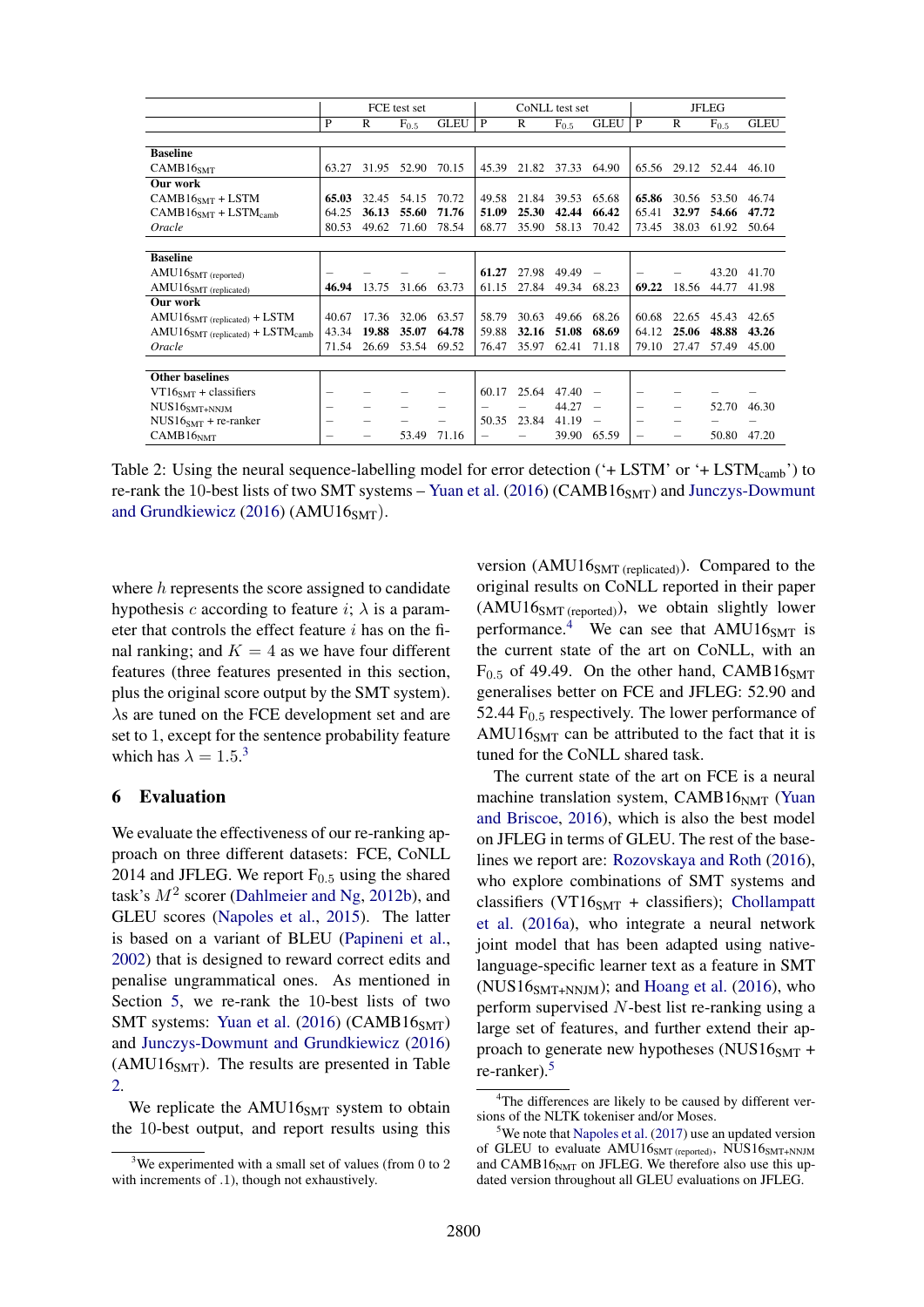| | FCE test set | | | | CoNLL test set | | | | JFLEG | | | |
|---|---|---|---|---|---|---|---|---|---|---|---|---|
| | P | R | $F_{0.5}$ | GLEU | P | R | $F_{0.5}$ | GLEU | P | R | $F_{0.5}$ | GLEU |
| **Baseline** | | | | | | | | | | | | |
| $\text{CAMB16}_{\text{SMT}}$ | 63.27 | 31.95 | 52.90 | 70.15 | 45.39 | 21.82 | 37.33 | 64.90 | 65.56 | 29.12 | 52.44 | 46.10 |
| **Our work** | | | | | | | | | | | | |
| $\text{CAMB16}_{\text{SMT}}$ + LSTM | **65.03** | 32.45 | 54.15 | 70.72 | 49.58 | 21.84 | 39.53 | 65.68 | **65.86** | 30.56 | 53.50 | 46.74 |
| $\text{CAMB16}_{\text{SMT}}$ + $\text{LSTM}_{\text{camb}}$ | 64.25 | **36.13** | **55.60** | **71.76** | **51.09** | **25.30** | **42.44** | **66.42** | 65.41 | **32.97** | **54.66** | **47.72** |
| *Oracle* | 80.53 | 49.62 | 71.60 | 78.54 | 68.77 | 35.90 | 58.13 | 70.42 | 73.45 | 38.03 | 61.92 | 50.64 |
| **Baseline** | | | | | | | | | | | | |
| $\text{AMU16}_{\text{SMT (reported)}}$ | – | – | – | – | **61.27** | 27.98 | 49.49 | – | – | – | 43.20 | 41.70 |
| $\text{AMU16}_{\text{SMT (replicated)}}$ | **46.94** | 13.75 | 31.66 | 63.73 | 61.15 | 27.84 | 49.34 | 68.23 | **69.22** | 18.56 | 44.77 | 41.98 |
| **Our work** | | | | | | | | | | | | |
| $\text{AMU16}_{\text{SMT (replicated)}}$ + LSTM | 40.67 | 17.36 | 32.06 | 63.57 | 58.79 | 30.63 | 49.66 | 68.26 | 60.68 | 22.65 | 45.43 | 42.65 |
| $\text{AMU16}_{\text{SMT (replicated)}}$ + $\text{LSTM}_{\text{camb}}$ | 43.34 | **19.88** | **35.07** | **64.78** | 59.88 | **32.16** | **51.08** | **68.69** | 64.12 | **25.06** | **48.88** | **43.26** |
| *Oracle* | 71.54 | 26.69 | 53.54 | 69.52 | 76.47 | 35.97 | 62.41 | 71.18 | 79.10 | 27.47 | 57.49 | 45.00 |
| **Other baselines** | | | | | | | | | | | | |
| $\text{VT16}_{\text{SMT}}$ + classifiers | – | – | – | – | 60.17 | 25.64 | 47.40 | – | – | – | – | – |
| $\text{NUS16}_{\text{SMT+NNJM}}$ | – | – | – | – | – | – | 44.27 | – | – | – | 52.70 | 46.30 |
| $\text{NUS16}_{\text{SMT}}$ + re-ranker | – | – | – | – | 50.35 | 23.84 | 41.19 | – | – | – | – | – |
| $\text{CAMB16}_{\text{NMT}}$ | – | – | 53.49 | 71.16 | – | – | 39.90 | 65.59 | – | – | 50.80 | 47.20 |

Table 2: Using the neural sequence-labelling model for error detection ('+ LSTM' or '+ $\text{LSTM}_{\text{camb}}$') to re-rank the 10-best lists of two SMT systems – Yuan et al. (2016) ($\text{CAMB16}_{\text{SMT}}$) and Junczys-Dowmunt and Grundkiewicz (2016) ($\text{AMU16}_{\text{SMT}}$).

where $h$ represents the score assigned to candidate hypothesis $c$ according to feature $i$; $\lambda$ is a parameter that controls the effect feature $i$ has on the final ranking; and $K = 4$ as we have four different features (three features presented in this section, plus the original score output by the SMT system). $\lambda$s are tuned on the FCE development set and are set to 1, except for the sentence probability feature which has $\lambda = 1.5$.[3]

## 6 Evaluation

We evaluate the effectiveness of our re-ranking approach on three different datasets: FCE, CoNLL 2014 and JFLEG. We report $F_{0.5}$ using the shared task's $M^2$ scorer (Dahlmeier and Ng, 2012b), and GLEU scores (Napoles et al., 2015). The latter is based on a variant of BLEU (Papineni et al., 2002) that is designed to reward correct edits and penalise ungrammatical ones. As mentioned in Section 5, we re-rank the 10-best lists of two SMT systems: Yuan et al. (2016) ($\text{CAMB16}_{\text{SMT}}$) and Junczys-Dowmunt and Grundkiewicz (2016) ($\text{AMU16}_{\text{SMT}}$). The results are presented in Table 2.

We replicate the $\text{AMU16}_{\text{SMT}}$ system to obtain the 10-best output, and report results using this version ($\text{AMU16}_{\text{SMT (replicated)}}$). Compared to the original results on CoNLL reported in their paper ($\text{AMU16}_{\text{SMT (reported)}}$), we obtain slightly lower performance.[4] We can see that $\text{AMU16}_{\text{SMT}}$ is the current state of the art on CoNLL, with an $F_{0.5}$ of 49.49. On the other hand, $\text{CAMB16}_{\text{SMT}}$ generalises better on FCE and JFLEG: 52.90 and 52.44 $F_{0.5}$ respectively. The lower performance of $\text{AMU16}_{\text{SMT}}$ can be attributed to the fact that it is tuned for the CoNLL shared task.

The current state of the art on FCE is a neural machine translation system, $\text{CAMB16}_{\text{NMT}}$ (Yuan and Briscoe, 2016), which is also the best model on JFLEG in terms of GLEU. The rest of the baselines we report are: Rozovskaya and Roth (2016), who explore combinations of SMT systems and classifiers ($\text{VT16}_{\text{SMT}}$ + classifiers); Chollampatt et al. (2016a), who integrate a neural network joint model that has been adapted using native-language-specific learner text as a feature in SMT ($\text{NUS16}_{\text{SMT+NNJM}}$); and Hoang et al. (2016), who perform supervised $N$-best list re-ranking using a large set of features, and further extend their approach to generate new hypotheses ($\text{NUS16}_{\text{SMT}}$ + re-ranker).[5]

[3] We experimented with a small set of values (from 0 to 2 with increments of .1), though not exhaustively.

[4] The differences are likely to be caused by different versions of the NLTK tokeniser and/or Moses.

[5] We note that Napoles et al. (2017) use an updated version of GLEU to evaluate $\text{AMU16}_{\text{SMT (reported)}}$, $\text{NUS16}_{\text{SMT+NNJM}}$ and $\text{CAMB16}_{\text{NMT}}$ on JFLEG. We therefore also use this updated version throughout all GLEU evaluations on JFLEG.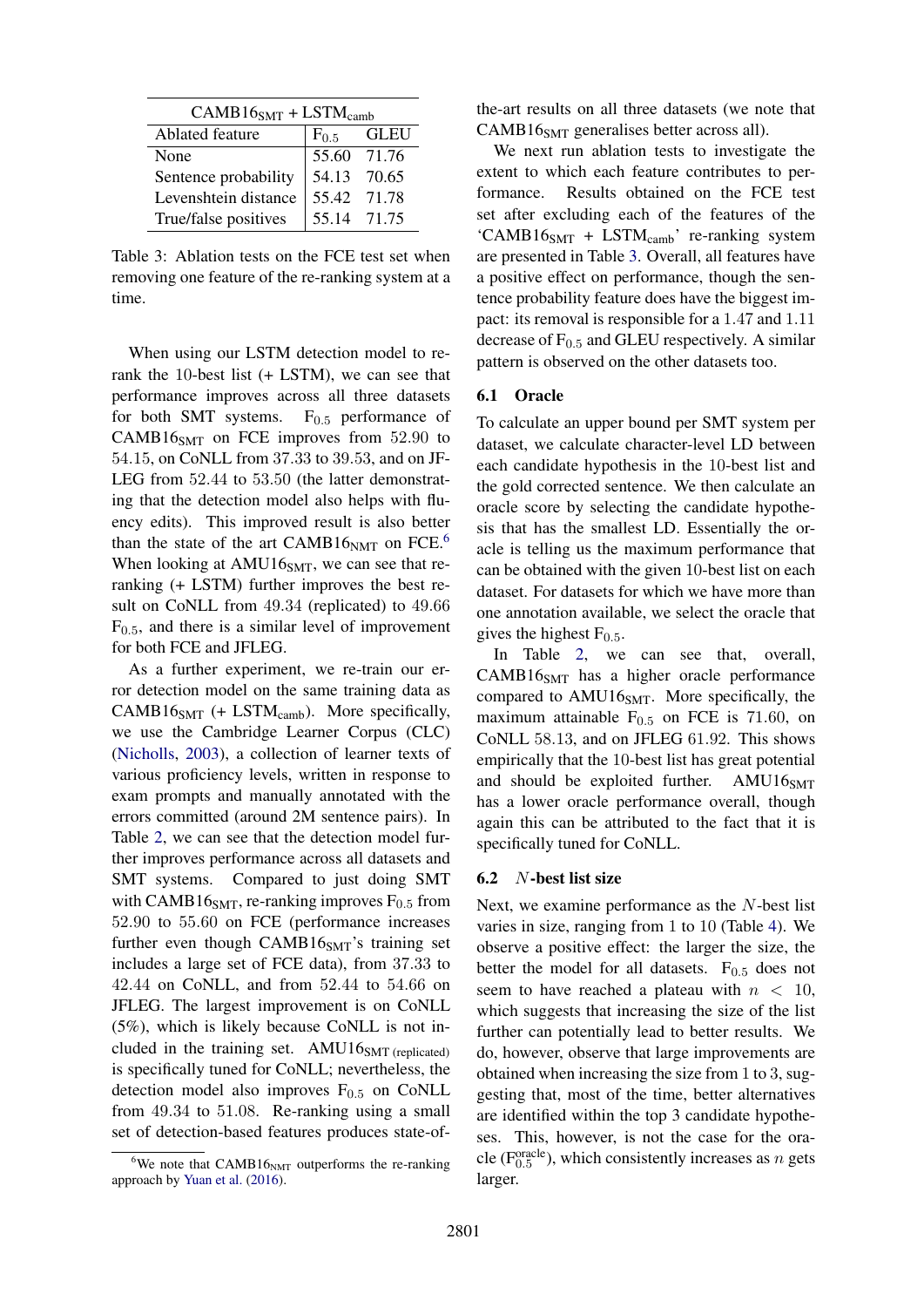| $\text{CAMB16}_{\text{SMT}}$ + $\text{LSTM}_{\text{camb}}$ | | |
|---|---|---|
| Ablated feature | $F_{0.5}$ | GLEU |
| None | 55.60 | 71.76 |
| Sentence probability | 54.13 | 70.65 |
| Levenshtein distance | 55.42 | 71.78 |
| True/false positives | 55.14 | 71.75 |

Table 3: Ablation tests on the FCE test set when removing one feature of the re-ranking system at a time.

When using our LSTM detection model to re-rank the 10-best list (+ LSTM), we can see that performance improves across all three datasets for both SMT systems. $F_{0.5}$ performance of $\text{CAMB16}_{\text{SMT}}$ on FCE improves from 52.90 to 54.15, on CoNLL from 37.33 to 39.53, and on JFLEG from 52.44 to 53.50 (the latter demonstrating that the detection model also helps with fluency edits). This improved result is also better than the state of the art $\text{CAMB16}_{\text{NMT}}$ on FCE.[6] When looking at $\text{AMU16}_{\text{SMT}}$, we can see that re-ranking (+ LSTM) further improves the best result on CoNLL from 49.34 (replicated) to 49.66 $F_{0.5}$, and there is a similar level of improvement for both FCE and JFLEG.

As a further experiment, we re-train our error detection model on the same training data as $\text{CAMB16}_{\text{SMT}}$ (+ $\text{LSTM}_{\text{camb}}$). More specifically, we use the Cambridge Learner Corpus (CLC) (Nicholls, 2003), a collection of learner texts of various proficiency levels, written in response to exam prompts and manually annotated with the errors committed (around 2M sentence pairs). In Table 2, we can see that the detection model further improves performance across all datasets and SMT systems. Compared to just doing SMT with $\text{CAMB16}_{\text{SMT}}$, re-ranking improves $F_{0.5}$ from 52.90 to 55.60 on FCE (performance increases further even though $\text{CAMB16}_{\text{SMT}}$'s training set includes a large set of FCE data), from 37.33 to 42.44 on CoNLL, and from 52.44 to 54.66 on JFLEG. The largest improvement is on CoNLL (5%), which is likely because CoNLL is not included in the training set. $\text{AMU16}_{\text{SMT (replicated)}}$ is specifically tuned for CoNLL; nevertheless, the detection model also improves $F_{0.5}$ on CoNLL from 49.34 to 51.08. Re-ranking using a small set of detection-based features produces state-of-the-art results on all three datasets (we note that $\text{CAMB16}_{\text{SMT}}$ generalises better across all).

We next run ablation tests to investigate the extent to which each feature contributes to performance. Results obtained on the FCE test set after excluding each of the features of the '$\text{CAMB16}_{\text{SMT}}$ + $\text{LSTM}_{\text{camb}}$' re-ranking system are presented in Table 3. Overall, all features have a positive effect on performance, though the sentence probability feature does have the biggest impact: its removal is responsible for a 1.47 and 1.11 decrease of $F_{0.5}$ and GLEU respectively. A similar pattern is observed on the other datasets too.

### 6.1 Oracle

To calculate an upper bound per SMT system per dataset, we calculate character-level LD between each candidate hypothesis in the 10-best list and the gold corrected sentence. We then calculate an oracle score by selecting the candidate hypothesis that has the smallest LD. Essentially the oracle is telling us the maximum performance that can be obtained with the given 10-best list on each dataset. For datasets for which we have more than one annotation available, we select the oracle that gives the highest $F_{0.5}$.

In Table 2, we can see that, overall, $\text{CAMB16}_{\text{SMT}}$ has a higher oracle performance compared to $\text{AMU16}_{\text{SMT}}$. More specifically, the maximum attainable $F_{0.5}$ on FCE is 71.60, on CoNLL 58.13, and on JFLEG 61.92. This shows empirically that the 10-best list has great potential and should be exploited further. $\text{AMU16}_{\text{SMT}}$ has a lower oracle performance overall, though again this can be attributed to the fact that it is specifically tuned for CoNLL.

### 6.2 $N$-best list size

Next, we examine performance as the $N$-best list varies in size, ranging from 1 to 10 (Table 4). We observe a positive effect: the larger the size, the better the model for all datasets. $F_{0.5}$ does not seem to have reached a plateau with $n < 10$, which suggests that increasing the size of the list further can potentially lead to better results. We do, however, observe that large improvements are obtained when increasing the size from 1 to 3, suggesting that, most of the time, better alternatives are identified within the top 3 candidate hypotheses. This, however, is not the case for the oracle ($F_{0.5}^{\text{oracle}}$), which consistently increases as $n$ gets larger.

[6] We note that $\text{CAMB16}_{\text{NMT}}$ outperforms the re-ranking approach by Yuan et al. (2016).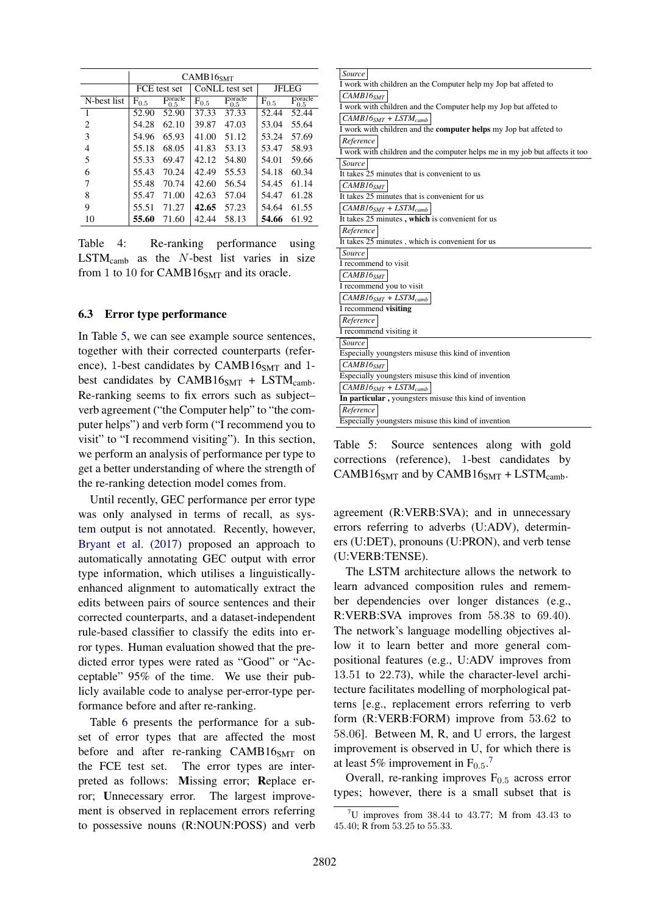| | CAMB16$_{SMT}$ | | | | | |
|---|---|---|---|---|---|---|
| | FCE test set | | CoNLL test set | | JFLEG | |
| N-best list | $F_{0.5}$ | $F_{0.5}^{oracle}$ | $F_{0.5}$ | $F_{0.5}^{oracle}$ | $F_{0.5}$ | $F_{0.5}^{oracle}$ |
| 1 | 52.90 | 52.90 | 37.33 | 37.33 | 52.44 | 52.44 |
| 2 | 54.28 | 62.10 | 39.87 | 47.03 | 53.04 | 55.64 |
| 3 | 54.96 | 65.93 | 41.00 | 51.12 | 53.24 | 57.69 |
| 4 | 55.18 | 68.05 | 41.83 | 53.13 | 53.47 | 58.93 |
| 5 | 55.33 | 69.47 | 42.12 | 54.80 | 54.01 | 59.66 |
| 6 | 55.43 | 70.24 | 42.49 | 55.53 | 54.18 | 60.34 |
| 7 | 55.48 | 70.74 | 42.60 | 56.54 | 54.45 | 61.14 |
| 8 | 55.47 | 71.00 | 42.63 | 57.04 | 54.47 | 61.28 |
| 9 | 55.51 | 71.27 | **42.65** | 57.23 | 54.64 | 61.55 |
| 10 | **55.60** | 71.60 | 42.44 | 58.13 | **54.66** | 61.92 |

Table 4: Re-ranking performance using LSTM$_{camb}$ as the $N$-best list varies in size from 1 to 10 for CAMB16$_{SMT}$ and its oracle.

### 6.3 Error type performance

In Table 5, we can see example source sentences, together with their corrected counterparts (reference), 1-best candidates by CAMB16$_{SMT}$ and 1-best candidates by CAMB16$_{SMT}$ + LSTM$_{camb}$. Re-ranking seems to fix errors such as subject–verb agreement ("the Computer help" to "the computer helps") and verb form ("I recommend you to visit" to "I recommend visiting"). In this section, we perform an analysis of performance per type to get a better understanding of where the strength of the re-ranking detection model comes from.

Until recently, GEC performance per error type was only analysed in terms of recall, as system output is not annotated. Recently, however, Bryant et al. (2017) proposed an approach to automatically annotating GEC output with error type information, which utilises a linguistically-enhanced alignment to automatically extract the edits between pairs of source sentences and their corrected counterparts, and a dataset-independent rule-based classifier to classify the edits into error types. Human evaluation showed that the predicted error types were rated as "Good" or "Acceptable" 95% of the time. We use their publicly available code to analyse per-error-type performance before and after re-ranking.

Table 6 presents the performance for a subset of error types that are affected the most before and after re-ranking CAMB16$_{SMT}$ on the FCE test set. The error types are interpreted as follows: **M**issing error; **R**eplace error; **U**nnecessary error. The largest improvement is observed in replacement errors referring to possessive nouns (R:NOUN:POSS) and verb

*Source*
I work with children an the Computer help my Jop bat affeted to
*CAMB16$_{SMT}$*
I work with children and the Computer help my Jop bat affeted to
*CAMB16$_{SMT}$ + LSTM$_{camb}$*
I work with children and the **computer helps** my Jop bat affeted to
*Reference*
I work with children and the computer helps me in my job but affects it too

*Source*
It takes 25 minutes that is convenient to us
*CAMB16$_{SMT}$*
It takes 25 minutes that is convenient for us
*CAMB16$_{SMT}$ + LSTM$_{camb}$*
It takes 25 minutes **, which** is convenient for us
*Reference*
It takes 25 minutes , which is convenient for us

*Source*
I recommend to visit
*CAMB16$_{SMT}$*
I recommend you to visit
*CAMB16$_{SMT}$ + LSTM$_{camb}$*
I recommend **visiting**
*Reference*
I recommend visiting it

*Source*
Especially youngsters misuse this kind of invention
*CAMB16$_{SMT}$*
Especially youngsters misuse this kind of invention
*CAMB16$_{SMT}$ + LSTM$_{camb}$*
**In particular ,** youngsters misuse this kind of invention
*Reference*
Especially youngsters misuse this kind of invention

Table 5: Source sentences along with gold corrections (reference), 1-best candidates by CAMB16$_{SMT}$ and by CAMB16$_{SMT}$ + LSTM$_{camb}$.

agreement (R:VERB:SVA); and in unnecessary errors referring to adverbs (U:ADV), determiners (U:DET), pronouns (U:PRON), and verb tense (U:VERB:TENSE).

The LSTM architecture allows the network to learn advanced composition rules and remember dependencies over longer distances (e.g., R:VERB:SVA improves from 58.38 to 69.40). The network's language modelling objectives allow it to learn better and more general compositional features (e.g., U:ADV improves from 13.51 to 22.73), while the character-level architecture facilitates modelling of morphological patterns [e.g., replacement errors referring to verb form (R:VERB:FORM) improve from 53.62 to 58.06]. Between M, R, and U errors, the largest improvement is observed in U, for which there is at least 5% improvement in $F_{0.5}$.[7]

Overall, re-ranking improves $F_{0.5}$ across error types; however, there is a small subset that is

[7] U improves from 38.44 to 43.77; M from 43.43 to 45.40; R from 53.25 to 55.33.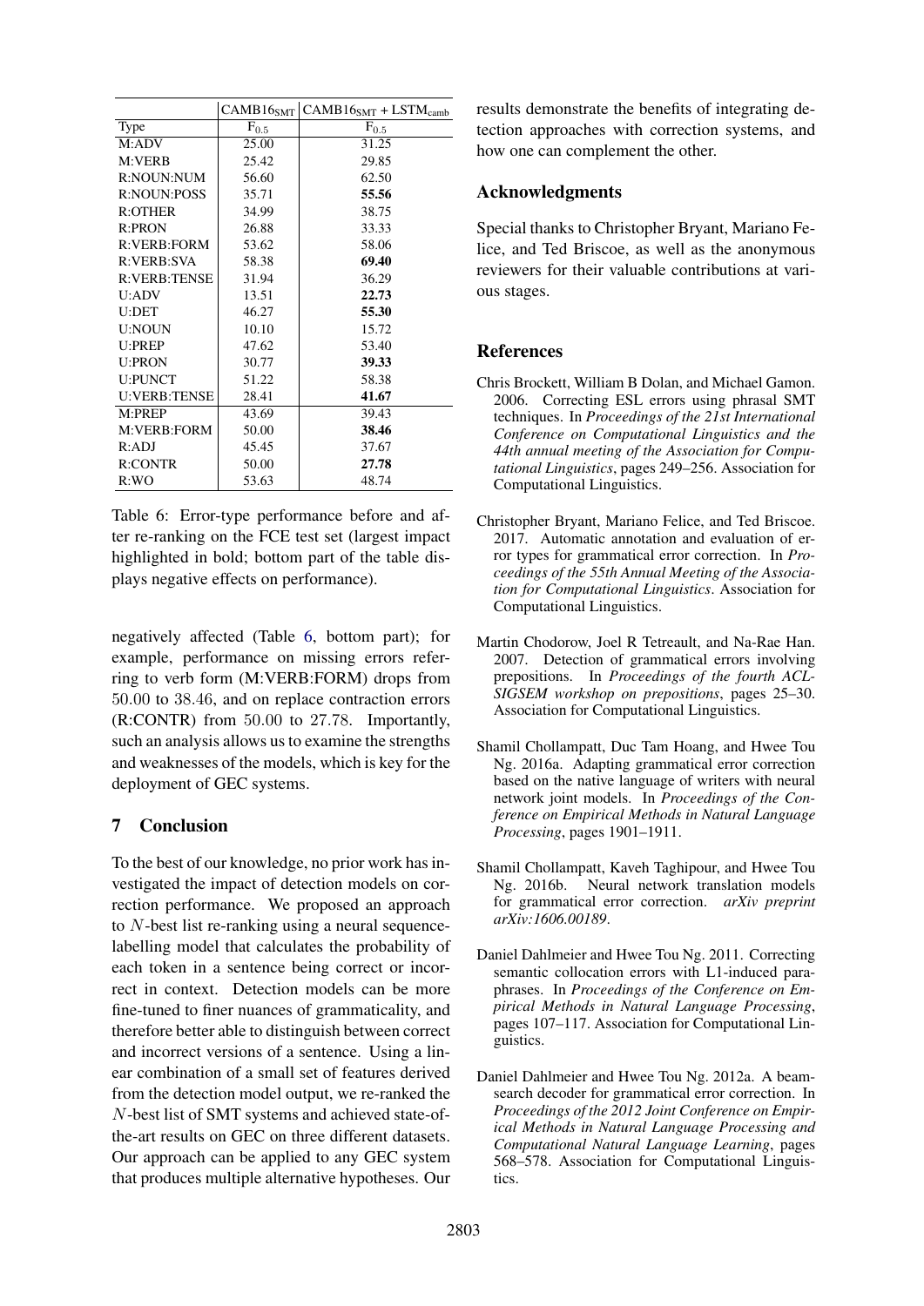| | CAMB16$_{SMT}$ | CAMB16$_{SMT}$ + LSTM$_{camb}$ |
|---|---|---|
| Type | $F_{0.5}$ | $F_{0.5}$ |
| M:ADV | 25.00 | 31.25 |
| M:VERB | 25.42 | 29.85 |
| R:NOUN:NUM | 56.60 | 62.50 |
| R:NOUN:POSS | 35.71 | **55.56** |
| R:OTHER | 34.99 | 38.75 |
| R:PRON | 26.88 | 33.33 |
| R:VERB:FORM | 53.62 | 58.06 |
| R:VERB:SVA | 58.38 | **69.40** |
| R:VERB:TENSE | 31.94 | 36.29 |
| U:ADV | 13.51 | **22.73** |
| U:DET | 46.27 | **55.30** |
| U:NOUN | 10.10 | 15.72 |
| U:PREP | 47.62 | 53.40 |
| U:PRON | 30.77 | **39.33** |
| U:PUNCT | 51.22 | 58.38 |
| U:VERB:TENSE | 28.41 | **41.67** |
| M:PREP | 43.69 | 39.43 |
| M:VERB:FORM | 50.00 | **38.46** |
| R:ADJ | 45.45 | 37.67 |
| R:CONTR | 50.00 | **27.78** |
| R:WO | 53.63 | 48.74 |

Table 6: Error-type performance before and after re-ranking on the FCE test set (largest impact highlighted in bold; bottom part of the table displays negative effects on performance).

negatively affected (Table 6, bottom part); for example, performance on missing errors referring to verb form (M:VERB:FORM) drops from $50.00$ to $38.46$, and on replace contraction errors (R:CONTR) from $50.00$ to $27.78$. Importantly, such an analysis allows us to examine the strengths and weaknesses of the models, which is key for the deployment of GEC systems.

## 7 Conclusion

To the best of our knowledge, no prior work has investigated the impact of detection models on correction performance. We proposed an approach to $N$-best list re-ranking using a neural sequence-labelling model that calculates the probability of each token in a sentence being correct or incorrect in context. Detection models can be more fine-tuned to finer nuances of grammaticality, and therefore better able to distinguish between correct and incorrect versions of a sentence. Using a linear combination of a small set of features derived from the detection model output, we re-ranked the $N$-best list of SMT systems and achieved state-of-the-art results on GEC on three different datasets. Our approach can be applied to any GEC system that produces multiple alternative hypotheses. Our results demonstrate the benefits of integrating detection approaches with correction systems, and how one can complement the other.

## Acknowledgments

Special thanks to Christopher Bryant, Mariano Felice, and Ted Briscoe, as well as the anonymous reviewers for their valuable contributions at various stages.

## References

Chris Brockett, William B Dolan, and Michael Gamon. 2006. Correcting ESL errors using phrasal SMT techniques. In *Proceedings of the 21st International Conference on Computational Linguistics and the 44th annual meeting of the Association for Computational Linguistics*, pages 249–256. Association for Computational Linguistics.

Christopher Bryant, Mariano Felice, and Ted Briscoe. 2017. Automatic annotation and evaluation of error types for grammatical error correction. In *Proceedings of the 55th Annual Meeting of the Association for Computational Linguistics*. Association for Computational Linguistics.

Martin Chodorow, Joel R Tetreault, and Na-Rae Han. 2007. Detection of grammatical errors involving prepositions. In *Proceedings of the fourth ACL-SIGSEM workshop on prepositions*, pages 25–30. Association for Computational Linguistics.

Shamil Chollampatt, Duc Tam Hoang, and Hwee Tou Ng. 2016a. Adapting grammatical error correction based on the native language of writers with neural network joint models. In *Proceedings of the Conference on Empirical Methods in Natural Language Processing*, pages 1901–1911.

Shamil Chollampatt, Kaveh Taghipour, and Hwee Tou Ng. 2016b. Neural network translation models for grammatical error correction. *arXiv preprint arXiv:1606.00189*.

Daniel Dahlmeier and Hwee Tou Ng. 2011. Correcting semantic collocation errors with L1-induced paraphrases. In *Proceedings of the Conference on Empirical Methods in Natural Language Processing*, pages 107–117. Association for Computational Linguistics.

Daniel Dahlmeier and Hwee Tou Ng. 2012a. A beam-search decoder for grammatical error correction. In *Proceedings of the 2012 Joint Conference on Empirical Methods in Natural Language Processing and Computational Natural Language Learning*, pages 568–578. Association for Computational Linguistics.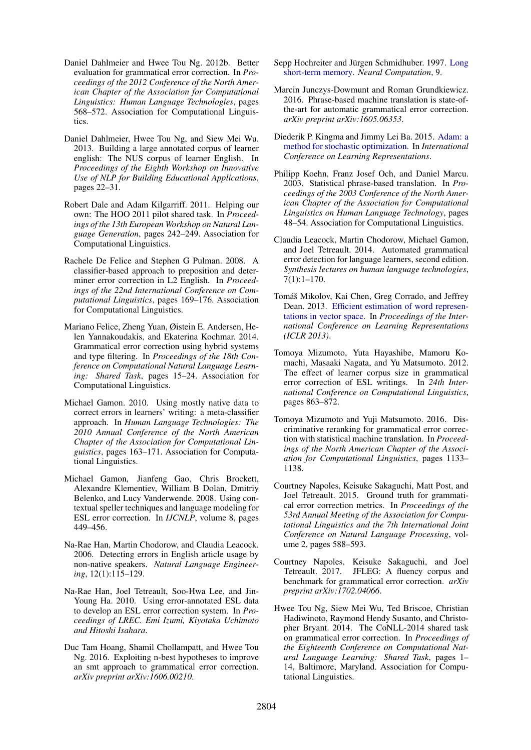Daniel Dahlmeier and Hwee Tou Ng. 2012b. Better evaluation for grammatical error correction. In *Proceedings of the 2012 Conference of the North American Chapter of the Association for Computational Linguistics: Human Language Technologies*, pages 568–572. Association for Computational Linguistics.

Daniel Dahlmeier, Hwee Tou Ng, and Siew Mei Wu. 2013. Building a large annotated corpus of learner english: The NUS corpus of learner English. In *Proceedings of the Eighth Workshop on Innovative Use of NLP for Building Educational Applications*, pages 22–31.

Robert Dale and Adam Kilgarriff. 2011. Helping our own: The HOO 2011 pilot shared task. In *Proceedings of the 13th European Workshop on Natural Language Generation*, pages 242–249. Association for Computational Linguistics.

Rachele De Felice and Stephen G Pulman. 2008. A classifier-based approach to preposition and determiner error correction in L2 English. In *Proceedings of the 22nd International Conference on Computational Linguistics*, pages 169–176. Association for Computational Linguistics.

Mariano Felice, Zheng Yuan, Øistein E. Andersen, Helen Yannakoudakis, and Ekaterina Kochmar. 2014. Grammatical error correction using hybrid systems and type filtering. In *Proceedings of the 18th Conference on Computational Natural Language Learning: Shared Task*, pages 15–24. Association for Computational Linguistics.

Michael Gamon. 2010. Using mostly native data to correct errors in learners' writing: a meta-classifier approach. In *Human Language Technologies: The 2010 Annual Conference of the North American Chapter of the Association for Computational Linguistics*, pages 163–171. Association for Computational Linguistics.

Michael Gamon, Jianfeng Gao, Chris Brockett, Alexandre Klementiev, William B Dolan, Dmitriy Belenko, and Lucy Vanderwende. 2008. Using contextual speller techniques and language modeling for ESL error correction. In *IJCNLP*, volume 8, pages 449–456.

Na-Rae Han, Martin Chodorow, and Claudia Leacock. 2006. Detecting errors in English article usage by non-native speakers. *Natural Language Engineering*, 12(1):115–129.

Na-Rae Han, Joel Tetreault, Soo-Hwa Lee, and Jin-Young Ha. 2010. Using error-annotated ESL data to develop an ESL error correction system. In *Proceedings of LREC. Emi Izumi, Kiyotaka Uchimoto and Hitoshi Isahara*.

Duc Tam Hoang, Shamil Chollampatt, and Hwee Tou Ng. 2016. Exploiting n-best hypotheses to improve an smt approach to grammatical error correction. *arXiv preprint arXiv:1606.00210*.

Sepp Hochreiter and Jürgen Schmidhuber. 1997. Long short-term memory. *Neural Computation*, 9.

Marcin Junczys-Dowmunt and Roman Grundkiewicz. 2016. Phrase-based machine translation is state-of-the-art for automatic grammatical error correction. *arXiv preprint arXiv:1605.06353*.

Diederik P. Kingma and Jimmy Lei Ba. 2015. Adam: a method for stochastic optimization. In *International Conference on Learning Representations*.

Philipp Koehn, Franz Josef Och, and Daniel Marcu. 2003. Statistical phrase-based translation. In *Proceedings of the 2003 Conference of the North American Chapter of the Association for Computational Linguistics on Human Language Technology*, pages 48–54. Association for Computational Linguistics.

Claudia Leacock, Martin Chodorow, Michael Gamon, and Joel Tetreault. 2014. Automated grammatical error detection for language learners, second edition. *Synthesis lectures on human language technologies*, 7(1):1–170.

Tomáš Mikolov, Kai Chen, Greg Corrado, and Jeffrey Dean. 2013. Efficient estimation of word representations in vector space. In *Proceedings of the International Conference on Learning Representations (ICLR 2013)*.

Tomoya Mizumoto, Yuta Hayashibe, Mamoru Komachi, Masaaki Nagata, and Yu Matsumoto. 2012. The effect of learner corpus size in grammatical error correction of ESL writings. In *24th International Conference on Computational Linguistics*, pages 863–872.

Tomoya Mizumoto and Yuji Matsumoto. 2016. Discriminative reranking for grammatical error correction with statistical machine translation. In *Proceedings of the North American Chapter of the Association for Computational Linguistics*, pages 1133–1138.

Courtney Napoles, Keisuke Sakaguchi, Matt Post, and Joel Tetreault. 2015. Ground truth for grammatical error correction metrics. In *Proceedings of the 53rd Annual Meeting of the Association for Computational Linguistics and the 7th International Joint Conference on Natural Language Processing*, volume 2, pages 588–593.

Courtney Napoles, Keisuke Sakaguchi, and Joel Tetreault. 2017. JFLEG: A fluency corpus and benchmark for grammatical error correction. *arXiv preprint arXiv:1702.04066*.

Hwee Tou Ng, Siew Mei Wu, Ted Briscoe, Christian Hadiwinoto, Raymond Hendy Susanto, and Christopher Bryant. 2014. The CoNLL-2014 shared task on grammatical error correction. In *Proceedings of the Eighteenth Conference on Computational Natural Language Learning: Shared Task*, pages 1–14, Baltimore, Maryland. Association for Computational Linguistics.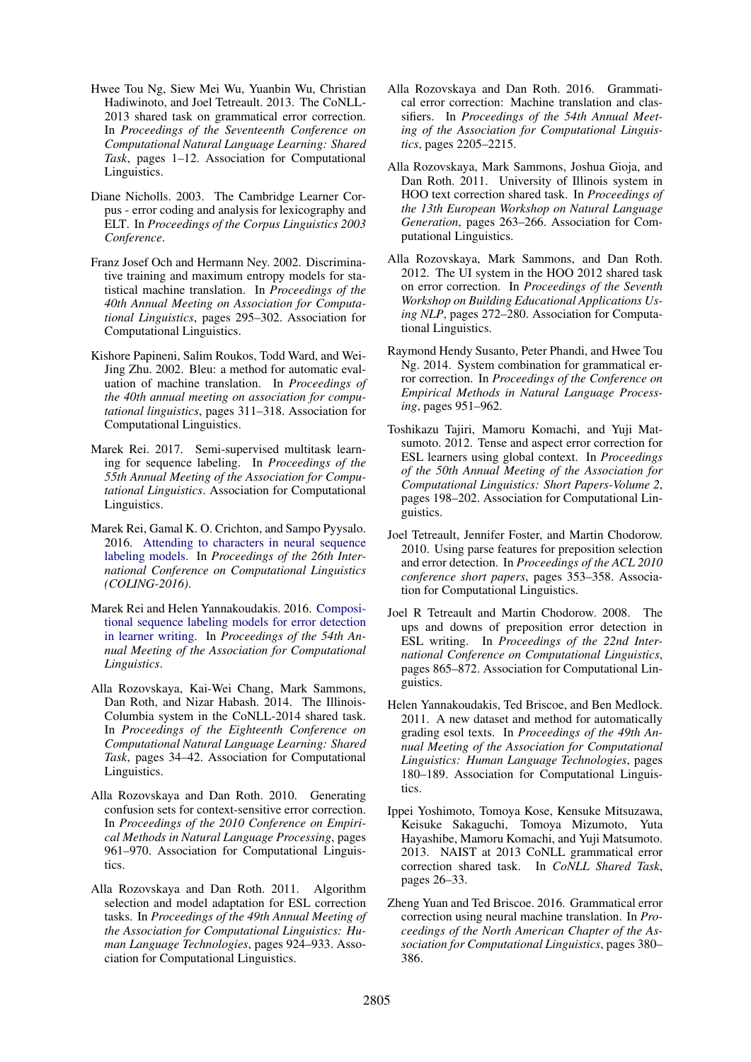Hwee Tou Ng, Siew Mei Wu, Yuanbin Wu, Christian Hadiwinoto, and Joel Tetreault. 2013. The CoNLL-2013 shared task on grammatical error correction. In *Proceedings of the Seventeenth Conference on Computational Natural Language Learning: Shared Task*, pages 1–12. Association for Computational Linguistics.

Diane Nicholls. 2003. The Cambridge Learner Corpus - error coding and analysis for lexicography and ELT. In *Proceedings of the Corpus Linguistics 2003 Conference*.

Franz Josef Och and Hermann Ney. 2002. Discriminative training and maximum entropy models for statistical machine translation. In *Proceedings of the 40th Annual Meeting on Association for Computational Linguistics*, pages 295–302. Association for Computational Linguistics.

Kishore Papineni, Salim Roukos, Todd Ward, and Wei-Jing Zhu. 2002. Bleu: a method for automatic evaluation of machine translation. In *Proceedings of the 40th annual meeting on association for computational linguistics*, pages 311–318. Association for Computational Linguistics.

Marek Rei. 2017. Semi-supervised multitask learning for sequence labeling. In *Proceedings of the 55th Annual Meeting of the Association for Computational Linguistics*. Association for Computational Linguistics.

Marek Rei, Gamal K. O. Crichton, and Sampo Pyysalo. 2016. Attending to characters in neural sequence labeling models. In *Proceedings of the 26th International Conference on Computational Linguistics (COLING-2016)*.

Marek Rei and Helen Yannakoudakis. 2016. Compositional sequence labeling models for error detection in learner writing. In *Proceedings of the 54th Annual Meeting of the Association for Computational Linguistics*.

Alla Rozovskaya, Kai-Wei Chang, Mark Sammons, Dan Roth, and Nizar Habash. 2014. The Illinois-Columbia system in the CoNLL-2014 shared task. In *Proceedings of the Eighteenth Conference on Computational Natural Language Learning: Shared Task*, pages 34–42. Association for Computational Linguistics.

Alla Rozovskaya and Dan Roth. 2010. Generating confusion sets for context-sensitive error correction. In *Proceedings of the 2010 Conference on Empirical Methods in Natural Language Processing*, pages 961–970. Association for Computational Linguistics.

Alla Rozovskaya and Dan Roth. 2011. Algorithm selection and model adaptation for ESL correction tasks. In *Proceedings of the 49th Annual Meeting of the Association for Computational Linguistics: Human Language Technologies*, pages 924–933. Association for Computational Linguistics.

Alla Rozovskaya and Dan Roth. 2016. Grammatical error correction: Machine translation and classifiers. In *Proceedings of the 54th Annual Meeting of the Association for Computational Linguistics*, pages 2205–2215.

Alla Rozovskaya, Mark Sammons, Joshua Gioja, and Dan Roth. 2011. University of Illinois system in HOO text correction shared task. In *Proceedings of the 13th European Workshop on Natural Language Generation*, pages 263–266. Association for Computational Linguistics.

Alla Rozovskaya, Mark Sammons, and Dan Roth. 2012. The UI system in the HOO 2012 shared task on error correction. In *Proceedings of the Seventh Workshop on Building Educational Applications Using NLP*, pages 272–280. Association for Computational Linguistics.

Raymond Hendy Susanto, Peter Phandi, and Hwee Tou Ng. 2014. System combination for grammatical error correction. In *Proceedings of the Conference on Empirical Methods in Natural Language Processing*, pages 951–962.

Toshikazu Tajiri, Mamoru Komachi, and Yuji Matsumoto. 2012. Tense and aspect error correction for ESL learners using global context. In *Proceedings of the 50th Annual Meeting of the Association for Computational Linguistics: Short Papers-Volume 2*, pages 198–202. Association for Computational Linguistics.

Joel Tetreault, Jennifer Foster, and Martin Chodorow. 2010. Using parse features for preposition selection and error detection. In *Proceedings of the ACL 2010 conference short papers*, pages 353–358. Association for Computational Linguistics.

Joel R Tetreault and Martin Chodorow. 2008. The ups and downs of preposition error detection in ESL writing. In *Proceedings of the 22nd International Conference on Computational Linguistics*, pages 865–872. Association for Computational Linguistics.

Helen Yannakoudakis, Ted Briscoe, and Ben Medlock. 2011. A new dataset and method for automatically grading esol texts. In *Proceedings of the 49th Annual Meeting of the Association for Computational Linguistics: Human Language Technologies*, pages 180–189. Association for Computational Linguistics.

Ippei Yoshimoto, Tomoya Kose, Kensuke Mitsuzawa, Keisuke Sakaguchi, Tomoya Mizumoto, Yuta Hayashibe, Mamoru Komachi, and Yuji Matsumoto. 2013. NAIST at 2013 CoNLL grammatical error correction shared task. In *CoNLL Shared Task*, pages 26–33.

Zheng Yuan and Ted Briscoe. 2016. Grammatical error correction using neural machine translation. In *Proceedings of the North American Chapter of the Association for Computational Linguistics*, pages 380–386.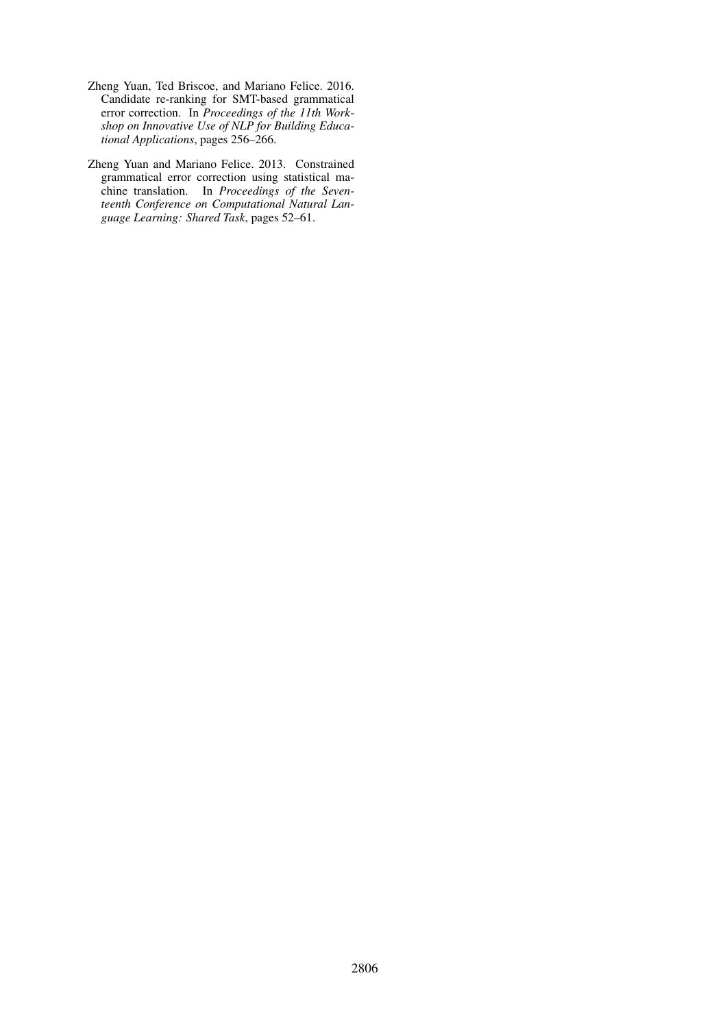Zheng Yuan, Ted Briscoe, and Mariano Felice. 2016. Candidate re-ranking for SMT-based grammatical error correction. In *Proceedings of the 11th Workshop on Innovative Use of NLP for Building Educational Applications*, pages 256–266.

Zheng Yuan and Mariano Felice. 2013. Constrained grammatical error correction using statistical machine translation. In *Proceedings of the Seventeenth Conference on Computational Natural Language Learning: Shared Task*, pages 52–61.